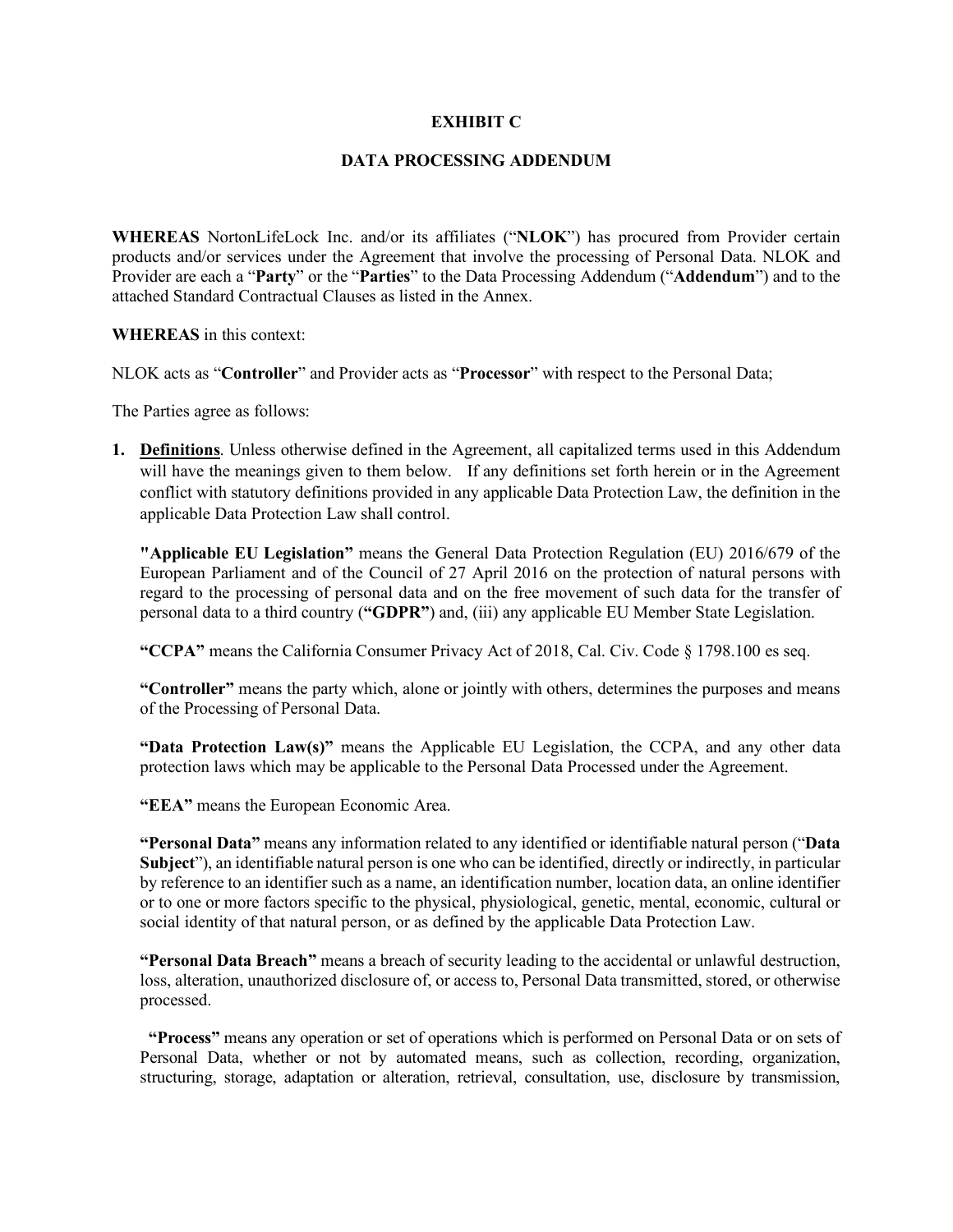# EXHIBIT C

## DATA PROCESSING ADDENDUM

**WHEREAS** NortonLifeLock Inc. and/or its affiliates ("**NLOK**") has procured from Provider certain products and/or services under the Agreement that involve the processing of Personal Data. NLOK and Provider are each a "**Party**" or the "**Parties**" to the Data Processing Addendum ("**Addendum**") and to the attached Standard Contractual Clauses as listed in the Annex.

**WHEREAS** in this context:

NLOK acts as "**Controller**" and Provider acts as "**Processor**" with respect to the Personal Data;

The Parties agree as follows:

1. **Definitions**. Unless otherwise defined in the Agreement, all capitalized terms used in this Addendum will have the meanings given to them below. If any definitions set forth herein or in the Agreement conflict with statutory definitions provided in any applicable Data Protection Law, the definition in the applicable Data Protection Law shall control.

   **"Applicable EU Legislation"** means the General Data Protection Regulation (EU) 2016/679 of the European Parliament and of the Council of 27 April 2016 on the protection of natural persons with regard to the processing of personal data and on the free movement of such data for the transfer of personal data to a third country (**"GDPR"**) and, (iii) any applicable EU Member State Legislation.

   **"CCPA"** means the California Consumer Privacy Act of 2018, Cal. Civ. Code § 1798.100 es seq.

   **"Controller"** means the party which, alone or jointly with others, determines the purposes and means of the Processing of Personal Data.

   **"Data Protection Law(s)"** means the Applicable EU Legislation, the CCPA, and any other data protection laws which may be applicable to the Personal Data Processed under the Agreement.

   **"EEA"** means the European Economic Area.

   **"Personal Data"** means any information related to any identified or identifiable natural person ("**Data Subject**"), an identifiable natural person is one who can be identified, directly or indirectly, in particular by reference to an identifier such as a name, an identification number, location data, an online identifier or to one or more factors specific to the physical, physiological, genetic, mental, economic, cultural or social identity of that natural person, or as defined by the applicable Data Protection Law.

   **"Personal Data Breach"** means a breach of security leading to the accidental or unlawful destruction, loss, alteration, unauthorized disclosure of, or access to, Personal Data transmitted, stored, or otherwise processed.

   **"Process"** means any operation or set of operations which is performed on Personal Data or on sets of Personal Data, whether or not by automated means, such as collection, recording, organization, structuring, storage, adaptation or alteration, retrieval, consultation, use, disclosure by transmission,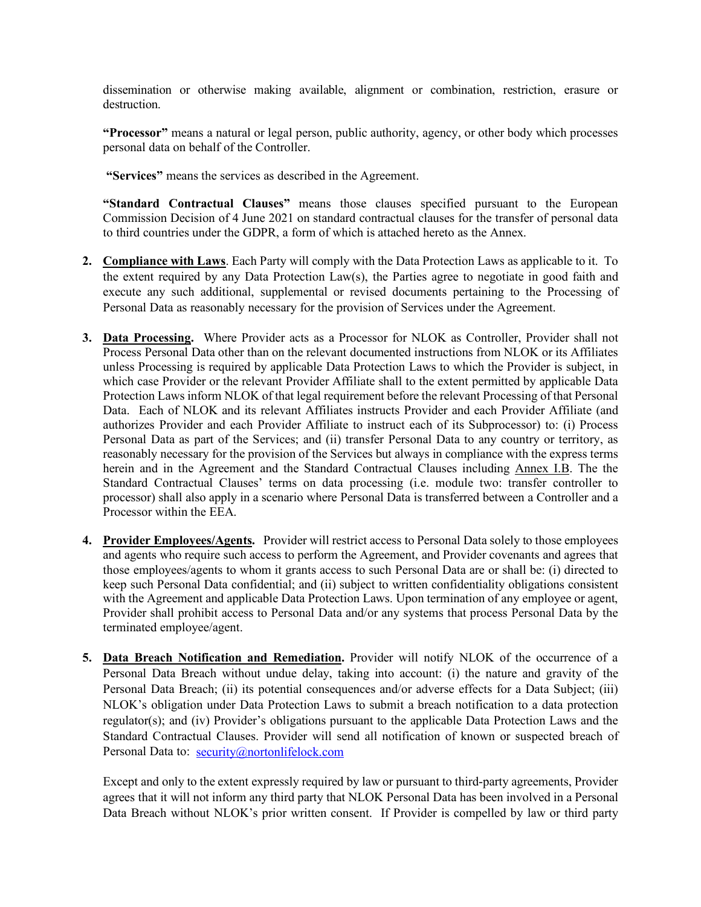dissemination or otherwise making available, alignment or combination, restriction, erasure or destruction.

**"Processor"** means a natural or legal person, public authority, agency, or other body which processes personal data on behalf of the Controller.

**"Services"** means the services as described in the Agreement.

**"Standard Contractual Clauses"** means those clauses specified pursuant to the European Commission Decision of 4 June 2021 on standard contractual clauses for the transfer of personal data to third countries under the GDPR, a form of which is attached hereto as the Annex.

2. **Compliance with Laws**. Each Party will comply with the Data Protection Laws as applicable to it. To the extent required by any Data Protection Law(s), the Parties agree to negotiate in good faith and execute any such additional, supplemental or revised documents pertaining to the Processing of Personal Data as reasonably necessary for the provision of Services under the Agreement.

3. **Data Processing.** Where Provider acts as a Processor for NLOK as Controller, Provider shall not Process Personal Data other than on the relevant documented instructions from NLOK or its Affiliates unless Processing is required by applicable Data Protection Laws to which the Provider is subject, in which case Provider or the relevant Provider Affiliate shall to the extent permitted by applicable Data Protection Laws inform NLOK of that legal requirement before the relevant Processing of that Personal Data. Each of NLOK and its relevant Affiliates instructs Provider and each Provider Affiliate (and authorizes Provider and each Provider Affiliate to instruct each of its Subprocessor) to: (i) Process Personal Data as part of the Services; and (ii) transfer Personal Data to any country or territory, as reasonably necessary for the provision of the Services but always in compliance with the express terms herein and in the Agreement and the Standard Contractual Clauses including Annex I.B. The the Standard Contractual Clauses' terms on data processing (i.e. module two: transfer controller to processor) shall also apply in a scenario where Personal Data is transferred between a Controller and a Processor within the EEA.

4. **Provider Employees/Agents.** Provider will restrict access to Personal Data solely to those employees and agents who require such access to perform the Agreement, and Provider covenants and agrees that those employees/agents to whom it grants access to such Personal Data are or shall be: (i) directed to keep such Personal Data confidential; and (ii) subject to written confidentiality obligations consistent with the Agreement and applicable Data Protection Laws. Upon termination of any employee or agent, Provider shall prohibit access to Personal Data and/or any systems that process Personal Data by the terminated employee/agent.

5. **Data Breach Notification and Remediation.** Provider will notify NLOK of the occurrence of a Personal Data Breach without undue delay, taking into account: (i) the nature and gravity of the Personal Data Breach; (ii) its potential consequences and/or adverse effects for a Data Subject; (iii) NLOK's obligation under Data Protection Laws to submit a breach notification to a data protection regulator(s); and (iv) Provider's obligations pursuant to the applicable Data Protection Laws and the Standard Contractual Clauses. Provider will send all notification of known or suspected breach of Personal Data to: security@nortonlifelock.com

   Except and only to the extent expressly required by law or pursuant to third-party agreements, Provider agrees that it will not inform any third party that NLOK Personal Data has been involved in a Personal Data Breach without NLOK's prior written consent. If Provider is compelled by law or third party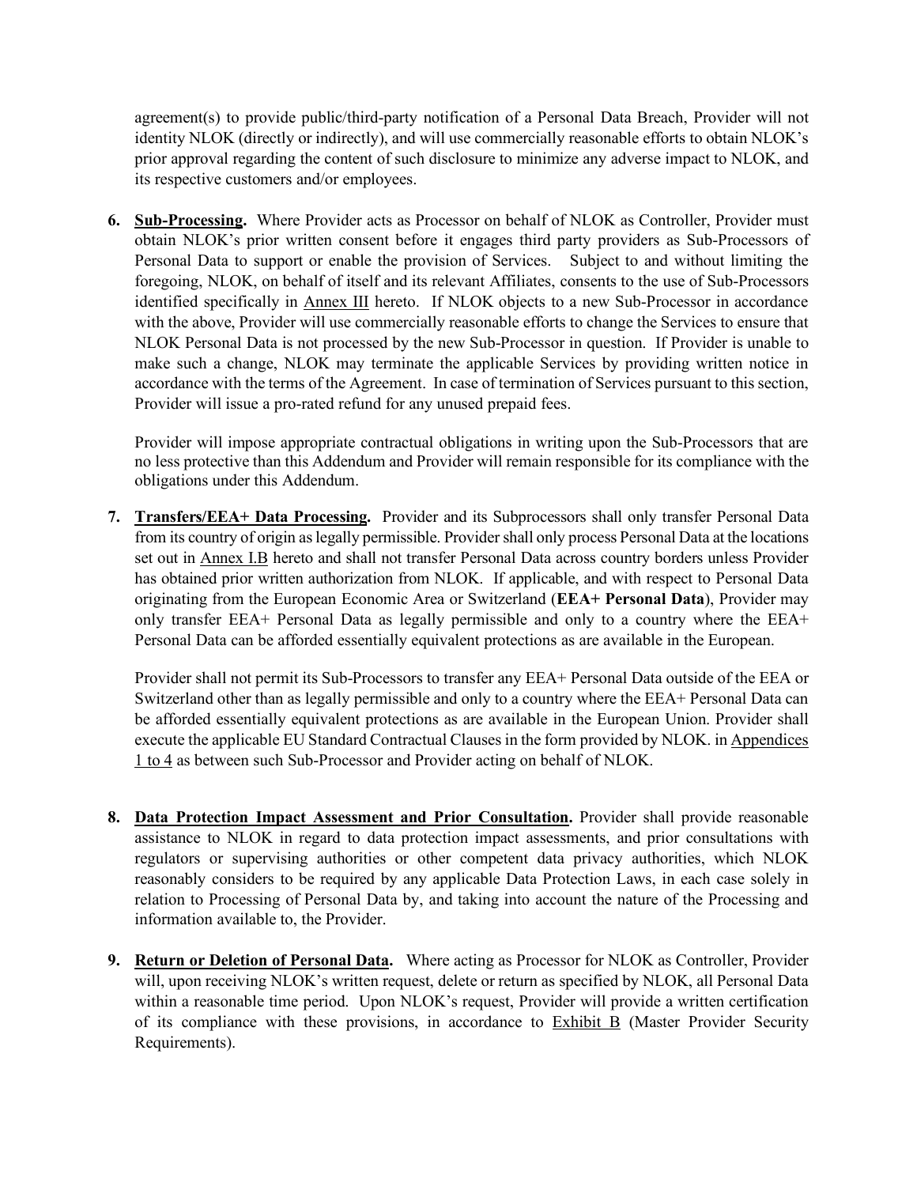agreement(s) to provide public/third-party notification of a Personal Data Breach, Provider will not identity NLOK (directly or indirectly), and will use commercially reasonable efforts to obtain NLOK's prior approval regarding the content of such disclosure to minimize any adverse impact to NLOK, and its respective customers and/or employees.

6. **Sub-Processing.** Where Provider acts as Processor on behalf of NLOK as Controller, Provider must obtain NLOK's prior written consent before it engages third party providers as Sub-Processors of Personal Data to support or enable the provision of Services. Subject to and without limiting the foregoing, NLOK, on behalf of itself and its relevant Affiliates, consents to the use of Sub-Processors identified specifically in Annex III hereto. If NLOK objects to a new Sub-Processor in accordance with the above, Provider will use commercially reasonable efforts to change the Services to ensure that NLOK Personal Data is not processed by the new Sub-Processor in question. If Provider is unable to make such a change, NLOK may terminate the applicable Services by providing written notice in accordance with the terms of the Agreement. In case of termination of Services pursuant to this section, Provider will issue a pro-rated refund for any unused prepaid fees.

   Provider will impose appropriate contractual obligations in writing upon the Sub-Processors that are no less protective than this Addendum and Provider will remain responsible for its compliance with the obligations under this Addendum.

7. **Transfers/EEA+ Data Processing.** Provider and its Subprocessors shall only transfer Personal Data from its country of origin as legally permissible. Provider shall only process Personal Data at the locations set out in Annex I.B hereto and shall not transfer Personal Data across country borders unless Provider has obtained prior written authorization from NLOK. If applicable, and with respect to Personal Data originating from the European Economic Area or Switzerland (**EEA+ Personal Data**), Provider may only transfer EEA+ Personal Data as legally permissible and only to a country where the EEA+ Personal Data can be afforded essentially equivalent protections as are available in the European.

   Provider shall not permit its Sub-Processors to transfer any EEA+ Personal Data outside of the EEA or Switzerland other than as legally permissible and only to a country where the EEA+ Personal Data can be afforded essentially equivalent protections as are available in the European Union. Provider shall execute the applicable EU Standard Contractual Clauses in the form provided by NLOK. in Appendices 1 to 4 as between such Sub-Processor and Provider acting on behalf of NLOK.

8. **Data Protection Impact Assessment and Prior Consultation.** Provider shall provide reasonable assistance to NLOK in regard to data protection impact assessments, and prior consultations with regulators or supervising authorities or other competent data privacy authorities, which NLOK reasonably considers to be required by any applicable Data Protection Laws, in each case solely in relation to Processing of Personal Data by, and taking into account the nature of the Processing and information available to, the Provider.

9. **Return or Deletion of Personal Data.** Where acting as Processor for NLOK as Controller, Provider will, upon receiving NLOK's written request, delete or return as specified by NLOK, all Personal Data within a reasonable time period. Upon NLOK's request, Provider will provide a written certification of its compliance with these provisions, in accordance to Exhibit B (Master Provider Security Requirements).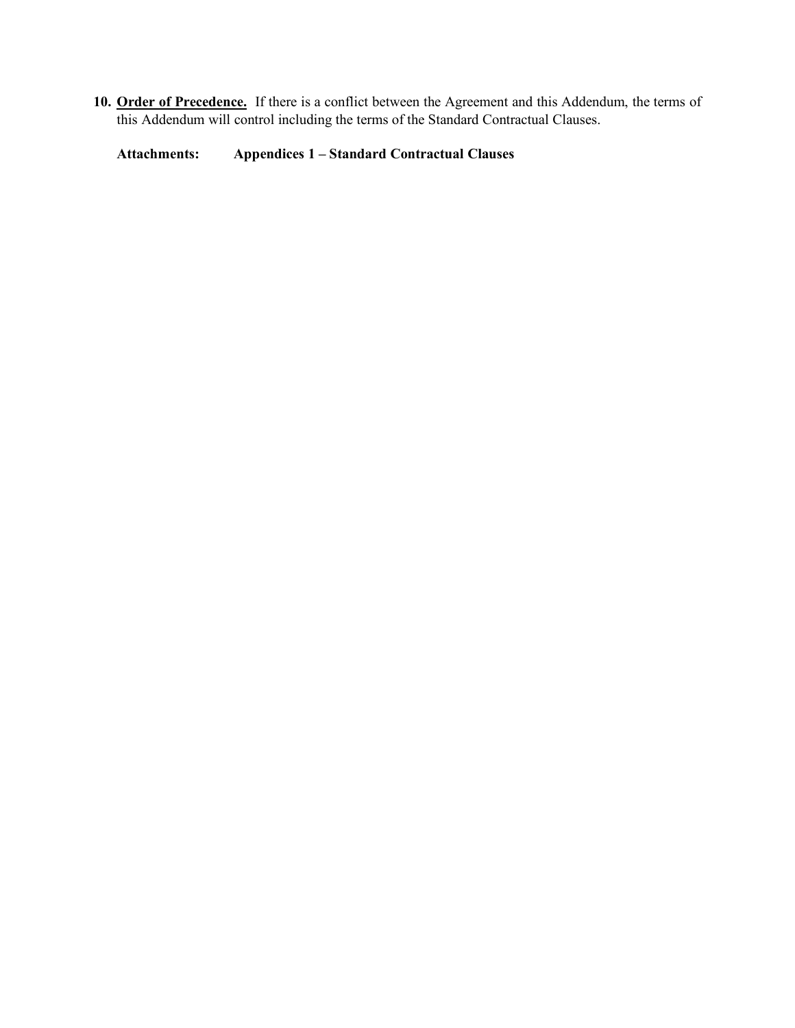10. **<u>Order of Precedence.</u>** If there is a conflict between the Agreement and this Addendum, the terms of this Addendum will control including the terms of the Standard Contractual Clauses.

**Attachments: Appendices 1 – Standard Contractual Clauses**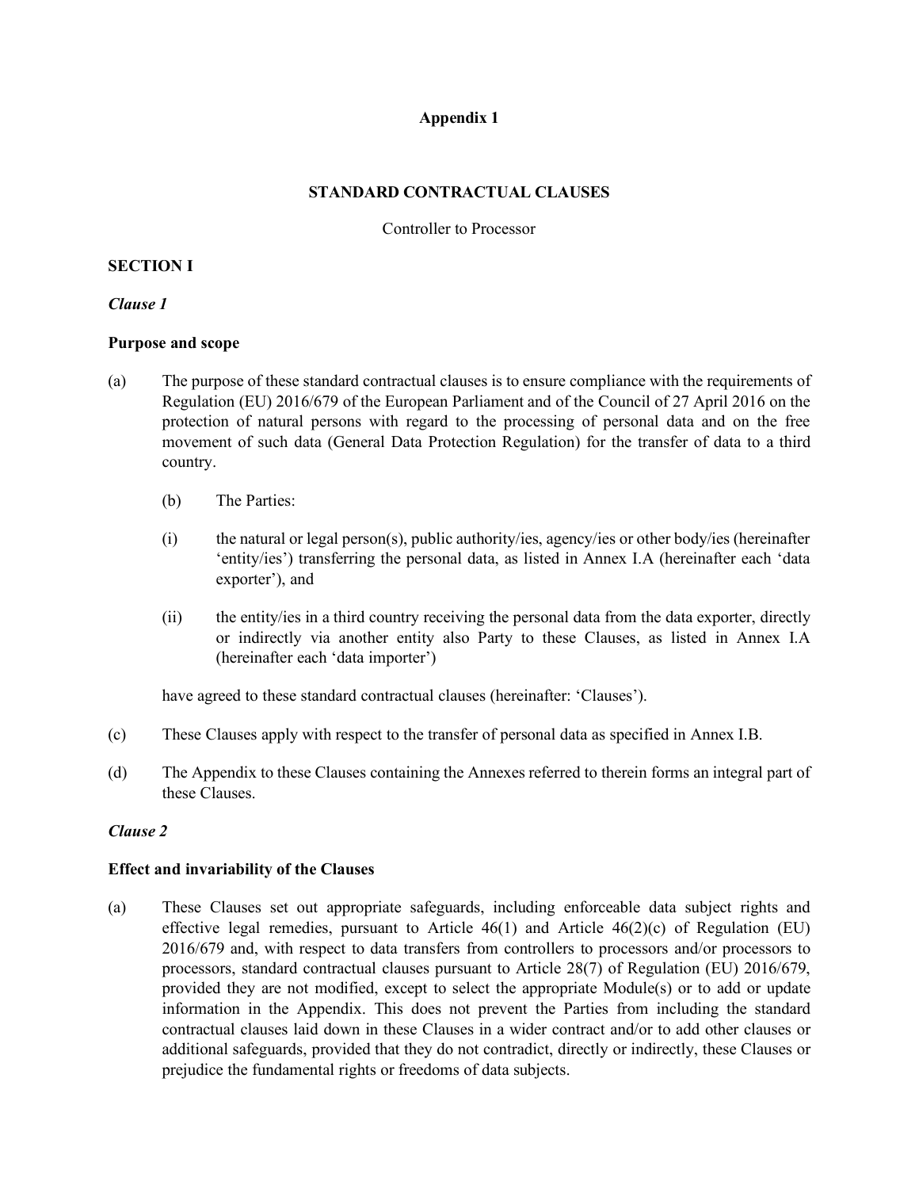**Appendix 1**

**STANDARD CONTRACTUAL CLAUSES**

Controller to Processor

**SECTION I**

***Clause 1***

**Purpose and scope**

(a) The purpose of these standard contractual clauses is to ensure compliance with the requirements of Regulation (EU) 2016/679 of the European Parliament and of the Council of 27 April 2016 on the protection of natural persons with regard to the processing of personal data and on the free movement of such data (General Data Protection Regulation) for the transfer of data to a third country.

(b) The Parties:

(i) the natural or legal person(s), public authority/ies, agency/ies or other body/ies (hereinafter 'entity/ies') transferring the personal data, as listed in Annex I.A (hereinafter each 'data exporter'), and

(ii) the entity/ies in a third country receiving the personal data from the data exporter, directly or indirectly via another entity also Party to these Clauses, as listed in Annex I.A (hereinafter each 'data importer')

have agreed to these standard contractual clauses (hereinafter: 'Clauses').

(c) These Clauses apply with respect to the transfer of personal data as specified in Annex I.B.

(d) The Appendix to these Clauses containing the Annexes referred to therein forms an integral part of these Clauses.

***Clause 2***

**Effect and invariability of the Clauses**

(a) These Clauses set out appropriate safeguards, including enforceable data subject rights and effective legal remedies, pursuant to Article 46(1) and Article 46(2)(c) of Regulation (EU) 2016/679 and, with respect to data transfers from controllers to processors and/or processors to processors, standard contractual clauses pursuant to Article 28(7) of Regulation (EU) 2016/679, provided they are not modified, except to select the appropriate Module(s) or to add or update information in the Appendix. This does not prevent the Parties from including the standard contractual clauses laid down in these Clauses in a wider contract and/or to add other clauses or additional safeguards, provided that they do not contradict, directly or indirectly, these Clauses or prejudice the fundamental rights or freedoms of data subjects.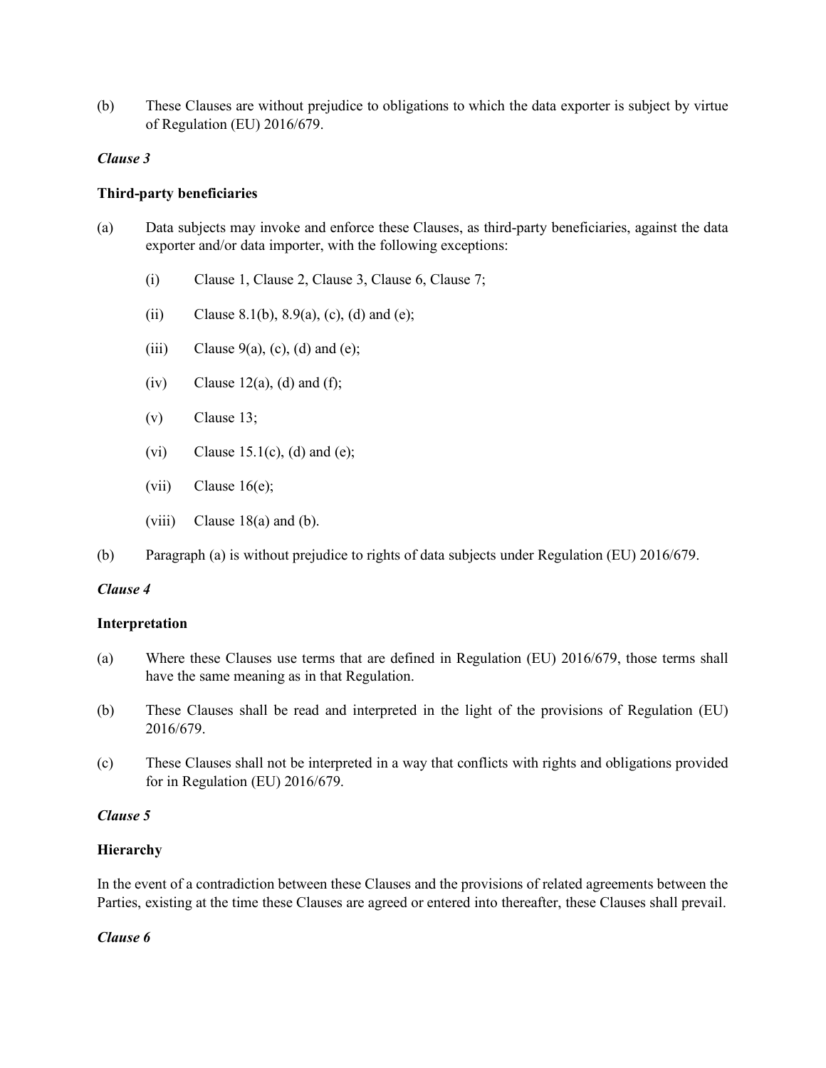(b) These Clauses are without prejudice to obligations to which the data exporter is subject by virtue of Regulation (EU) 2016/679.

*Clause 3*

**Third-party beneficiaries**

(a) Data subjects may invoke and enforce these Clauses, as third-party beneficiaries, against the data exporter and/or data importer, with the following exceptions:

  (i) Clause 1, Clause 2, Clause 3, Clause 6, Clause 7;

  (ii) Clause 8.1(b), 8.9(a), (c), (d) and (e);

  (iii) Clause 9(a), (c), (d) and (e);

  (iv) Clause 12(a), (d) and (f);

  (v) Clause 13;

  (vi) Clause 15.1(c), (d) and (e);

  (vii) Clause 16(e);

  (viii) Clause 18(a) and (b).

(b) Paragraph (a) is without prejudice to rights of data subjects under Regulation (EU) 2016/679.

*Clause 4*

**Interpretation**

(a) Where these Clauses use terms that are defined in Regulation (EU) 2016/679, those terms shall have the same meaning as in that Regulation.

(b) These Clauses shall be read and interpreted in the light of the provisions of Regulation (EU) 2016/679.

(c) These Clauses shall not be interpreted in a way that conflicts with rights and obligations provided for in Regulation (EU) 2016/679.

*Clause 5*

**Hierarchy**

In the event of a contradiction between these Clauses and the provisions of related agreements between the Parties, existing at the time these Clauses are agreed or entered into thereafter, these Clauses shall prevail.

*Clause 6*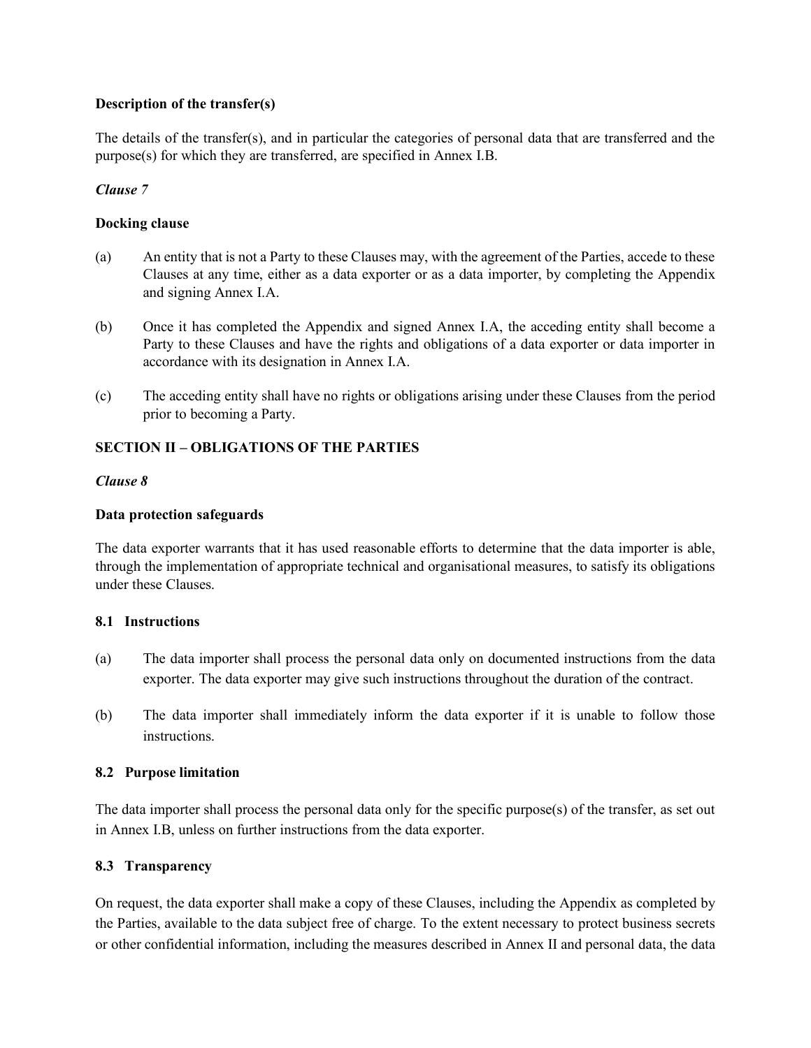**Description of the transfer(s)**

The details of the transfer(s), and in particular the categories of personal data that are transferred and the purpose(s) for which they are transferred, are specified in Annex I.B.

*Clause 7*

**Docking clause**

(a) An entity that is not a Party to these Clauses may, with the agreement of the Parties, accede to these Clauses at any time, either as a data exporter or as a data importer, by completing the Appendix and signing Annex I.A.

(b) Once it has completed the Appendix and signed Annex I.A, the acceding entity shall become a Party to these Clauses and have the rights and obligations of a data exporter or data importer in accordance with its designation in Annex I.A.

(c) The acceding entity shall have no rights or obligations arising under these Clauses from the period prior to becoming a Party.

**SECTION II – OBLIGATIONS OF THE PARTIES**

*Clause 8*

**Data protection safeguards**

The data exporter warrants that it has used reasonable efforts to determine that the data importer is able, through the implementation of appropriate technical and organisational measures, to satisfy its obligations under these Clauses.

**8.1 Instructions**

(a) The data importer shall process the personal data only on documented instructions from the data exporter. The data exporter may give such instructions throughout the duration of the contract.

(b) The data importer shall immediately inform the data exporter if it is unable to follow those instructions.

**8.2 Purpose limitation**

The data importer shall process the personal data only for the specific purpose(s) of the transfer, as set out in Annex I.B, unless on further instructions from the data exporter.

**8.3 Transparency**

On request, the data exporter shall make a copy of these Clauses, including the Appendix as completed by the Parties, available to the data subject free of charge. To the extent necessary to protect business secrets or other confidential information, including the measures described in Annex II and personal data, the data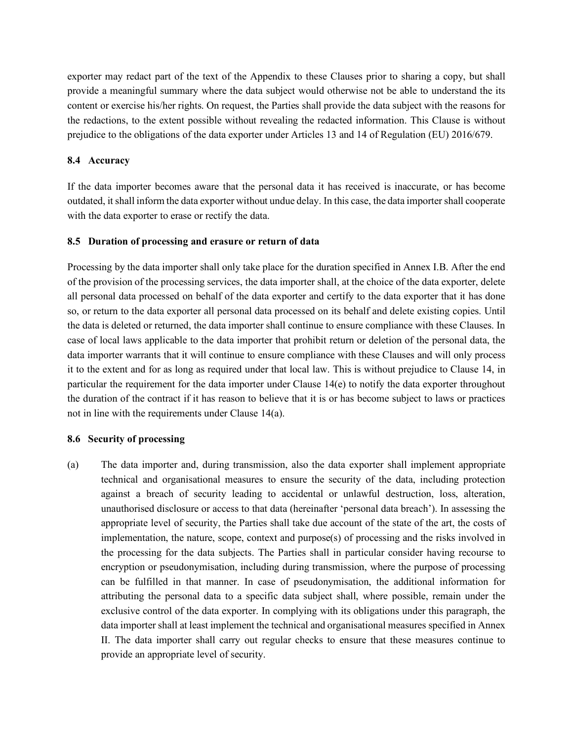exporter may redact part of the text of the Appendix to these Clauses prior to sharing a copy, but shall provide a meaningful summary where the data subject would otherwise not be able to understand the its content or exercise his/her rights. On request, the Parties shall provide the data subject with the reasons for the redactions, to the extent possible without revealing the redacted information. This Clause is without prejudice to the obligations of the data exporter under Articles 13 and 14 of Regulation (EU) 2016/679.

### 8.4 Accuracy

If the data importer becomes aware that the personal data it has received is inaccurate, or has become outdated, it shall inform the data exporter without undue delay. In this case, the data importer shall cooperate with the data exporter to erase or rectify the data.

### 8.5 Duration of processing and erasure or return of data

Processing by the data importer shall only take place for the duration specified in Annex I.B. After the end of the provision of the processing services, the data importer shall, at the choice of the data exporter, delete all personal data processed on behalf of the data exporter and certify to the data exporter that it has done so, or return to the data exporter all personal data processed on its behalf and delete existing copies. Until the data is deleted or returned, the data importer shall continue to ensure compliance with these Clauses. In case of local laws applicable to the data importer that prohibit return or deletion of the personal data, the data importer warrants that it will continue to ensure compliance with these Clauses and will only process it to the extent and for as long as required under that local law. This is without prejudice to Clause 14, in particular the requirement for the data importer under Clause 14(e) to notify the data exporter throughout the duration of the contract if it has reason to believe that it is or has become subject to laws or practices not in line with the requirements under Clause 14(a).

### 8.6 Security of processing

(a) The data importer and, during transmission, also the data exporter shall implement appropriate technical and organisational measures to ensure the security of the data, including protection against a breach of security leading to accidental or unlawful destruction, loss, alteration, unauthorised disclosure or access to that data (hereinafter 'personal data breach'). In assessing the appropriate level of security, the Parties shall take due account of the state of the art, the costs of implementation, the nature, scope, context and purpose(s) of processing and the risks involved in the processing for the data subjects. The Parties shall in particular consider having recourse to encryption or pseudonymisation, including during transmission, where the purpose of processing can be fulfilled in that manner. In case of pseudonymisation, the additional information for attributing the personal data to a specific data subject shall, where possible, remain under the exclusive control of the data exporter. In complying with its obligations under this paragraph, the data importer shall at least implement the technical and organisational measures specified in Annex II. The data importer shall carry out regular checks to ensure that these measures continue to provide an appropriate level of security.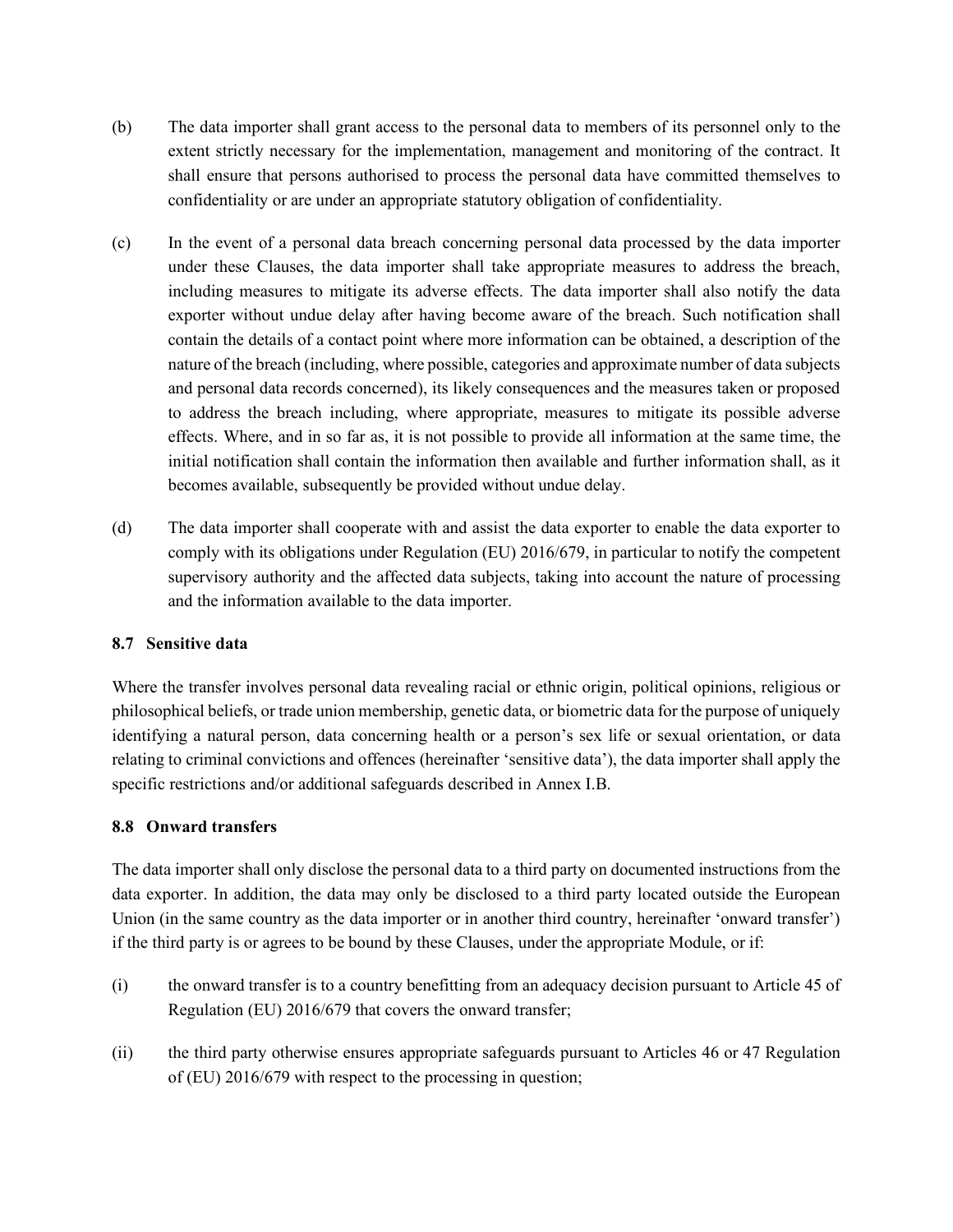(b) The data importer shall grant access to the personal data to members of its personnel only to the extent strictly necessary for the implementation, management and monitoring of the contract. It shall ensure that persons authorised to process the personal data have committed themselves to confidentiality or are under an appropriate statutory obligation of confidentiality.

(c) In the event of a personal data breach concerning personal data processed by the data importer under these Clauses, the data importer shall take appropriate measures to address the breach, including measures to mitigate its adverse effects. The data importer shall also notify the data exporter without undue delay after having become aware of the breach. Such notification shall contain the details of a contact point where more information can be obtained, a description of the nature of the breach (including, where possible, categories and approximate number of data subjects and personal data records concerned), its likely consequences and the measures taken or proposed to address the breach including, where appropriate, measures to mitigate its possible adverse effects. Where, and in so far as, it is not possible to provide all information at the same time, the initial notification shall contain the information then available and further information shall, as it becomes available, subsequently be provided without undue delay.

(d) The data importer shall cooperate with and assist the data exporter to enable the data exporter to comply with its obligations under Regulation (EU) 2016/679, in particular to notify the competent supervisory authority and the affected data subjects, taking into account the nature of processing and the information available to the data importer.

**8.7 Sensitive data**

Where the transfer involves personal data revealing racial or ethnic origin, political opinions, religious or philosophical beliefs, or trade union membership, genetic data, or biometric data for the purpose of uniquely identifying a natural person, data concerning health or a person's sex life or sexual orientation, or data relating to criminal convictions and offences (hereinafter 'sensitive data'), the data importer shall apply the specific restrictions and/or additional safeguards described in Annex I.B.

**8.8 Onward transfers**

The data importer shall only disclose the personal data to a third party on documented instructions from the data exporter. In addition, the data may only be disclosed to a third party located outside the European Union (in the same country as the data importer or in another third country, hereinafter 'onward transfer') if the third party is or agrees to be bound by these Clauses, under the appropriate Module, or if:

(i) the onward transfer is to a country benefitting from an adequacy decision pursuant to Article 45 of Regulation (EU) 2016/679 that covers the onward transfer;

(ii) the third party otherwise ensures appropriate safeguards pursuant to Articles 46 or 47 Regulation of (EU) 2016/679 with respect to the processing in question;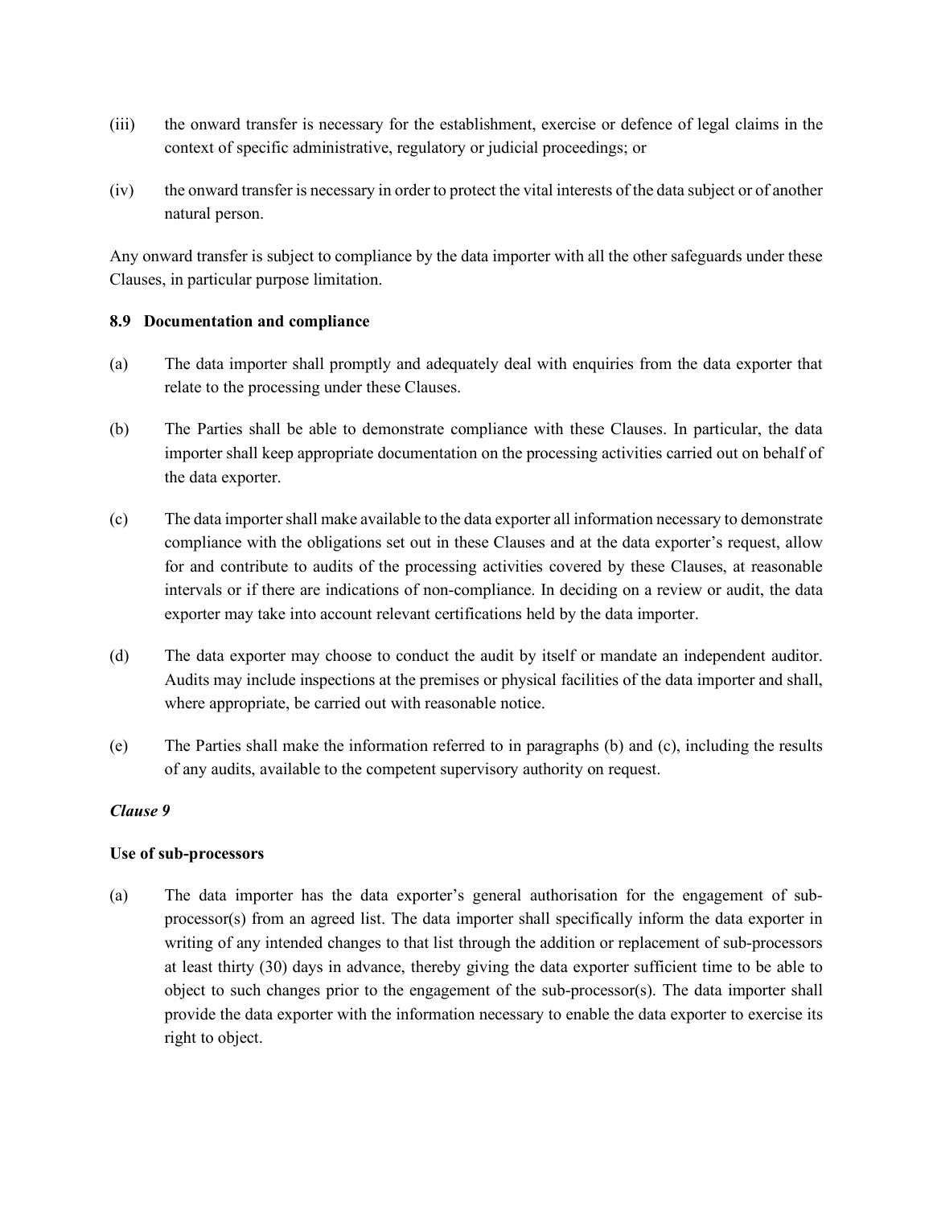(iii) the onward transfer is necessary for the establishment, exercise or defence of legal claims in the context of specific administrative, regulatory or judicial proceedings; or

(iv) the onward transfer is necessary in order to protect the vital interests of the data subject or of another natural person.

Any onward transfer is subject to compliance by the data importer with all the other safeguards under these Clauses, in particular purpose limitation.

**8.9 Documentation and compliance**

(a) The data importer shall promptly and adequately deal with enquiries from the data exporter that relate to the processing under these Clauses.

(b) The Parties shall be able to demonstrate compliance with these Clauses. In particular, the data importer shall keep appropriate documentation on the processing activities carried out on behalf of the data exporter.

(c) The data importer shall make available to the data exporter all information necessary to demonstrate compliance with the obligations set out in these Clauses and at the data exporter's request, allow for and contribute to audits of the processing activities covered by these Clauses, at reasonable intervals or if there are indications of non-compliance. In deciding on a review or audit, the data exporter may take into account relevant certifications held by the data importer.

(d) The data exporter may choose to conduct the audit by itself or mandate an independent auditor. Audits may include inspections at the premises or physical facilities of the data importer and shall, where appropriate, be carried out with reasonable notice.

(e) The Parties shall make the information referred to in paragraphs (b) and (c), including the results of any audits, available to the competent supervisory authority on request.

***Clause 9***

**Use of sub-processors**

(a) The data importer has the data exporter's general authorisation for the engagement of sub-processor(s) from an agreed list. The data importer shall specifically inform the data exporter in writing of any intended changes to that list through the addition or replacement of sub-processors at least thirty (30) days in advance, thereby giving the data exporter sufficient time to be able to object to such changes prior to the engagement of the sub-processor(s). The data importer shall provide the data exporter with the information necessary to enable the data exporter to exercise its right to object.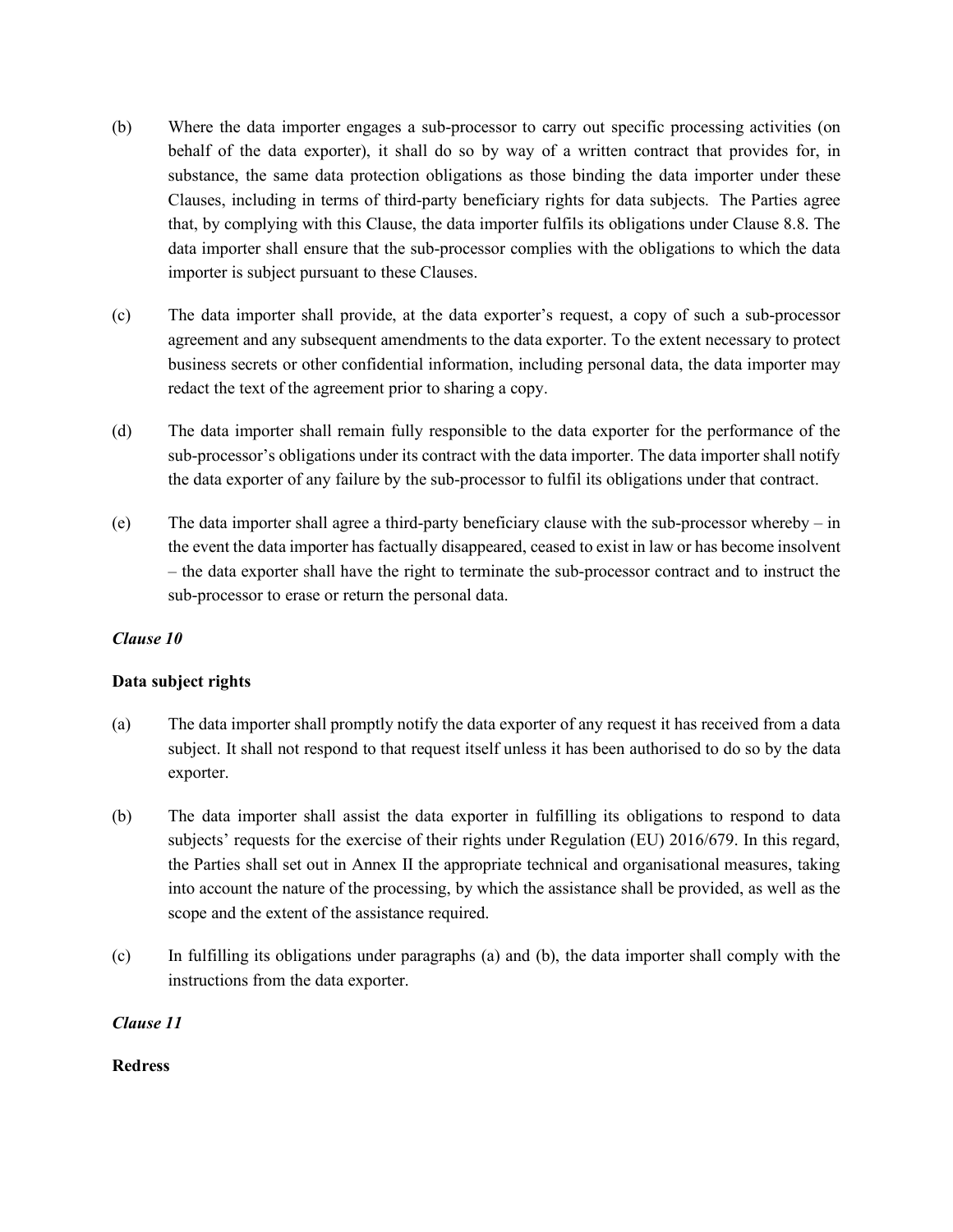(b) Where the data importer engages a sub-processor to carry out specific processing activities (on behalf of the data exporter), it shall do so by way of a written contract that provides for, in substance, the same data protection obligations as those binding the data importer under these Clauses, including in terms of third-party beneficiary rights for data subjects. The Parties agree that, by complying with this Clause, the data importer fulfils its obligations under Clause 8.8. The data importer shall ensure that the sub-processor complies with the obligations to which the data importer is subject pursuant to these Clauses.

(c) The data importer shall provide, at the data exporter's request, a copy of such a sub-processor agreement and any subsequent amendments to the data exporter. To the extent necessary to protect business secrets or other confidential information, including personal data, the data importer may redact the text of the agreement prior to sharing a copy.

(d) The data importer shall remain fully responsible to the data exporter for the performance of the sub-processor's obligations under its contract with the data importer. The data importer shall notify the data exporter of any failure by the sub-processor to fulfil its obligations under that contract.

(e) The data importer shall agree a third-party beneficiary clause with the sub-processor whereby – in the event the data importer has factually disappeared, ceased to exist in law or has become insolvent – the data exporter shall have the right to terminate the sub-processor contract and to instruct the sub-processor to erase or return the personal data.

*Clause 10*

**Data subject rights**

(a) The data importer shall promptly notify the data exporter of any request it has received from a data subject. It shall not respond to that request itself unless it has been authorised to do so by the data exporter.

(b) The data importer shall assist the data exporter in fulfilling its obligations to respond to data subjects' requests for the exercise of their rights under Regulation (EU) 2016/679. In this regard, the Parties shall set out in Annex II the appropriate technical and organisational measures, taking into account the nature of the processing, by which the assistance shall be provided, as well as the scope and the extent of the assistance required.

(c) In fulfilling its obligations under paragraphs (a) and (b), the data importer shall comply with the instructions from the data exporter.

*Clause 11*

**Redress**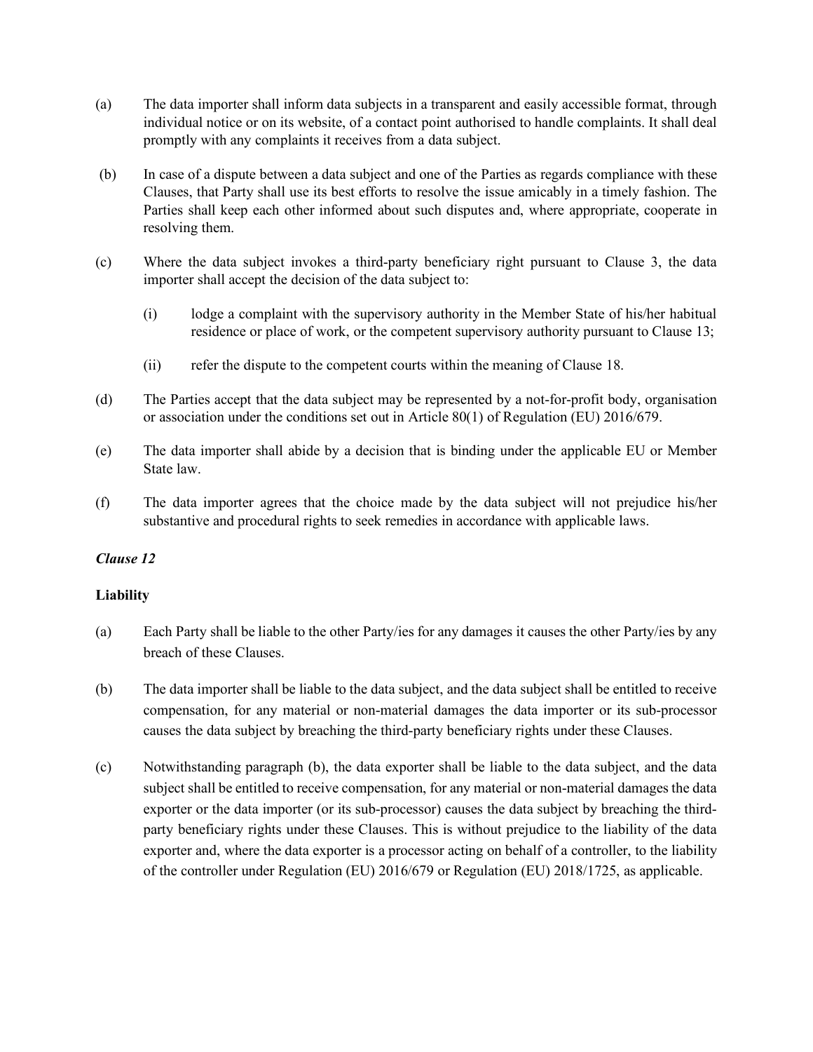(a) The data importer shall inform data subjects in a transparent and easily accessible format, through individual notice or on its website, of a contact point authorised to handle complaints. It shall deal promptly with any complaints it receives from a data subject.

(b) In case of a dispute between a data subject and one of the Parties as regards compliance with these Clauses, that Party shall use its best efforts to resolve the issue amicably in a timely fashion. The Parties shall keep each other informed about such disputes and, where appropriate, cooperate in resolving them.

(c) Where the data subject invokes a third-party beneficiary right pursuant to Clause 3, the data importer shall accept the decision of the data subject to:

  (i) lodge a complaint with the supervisory authority in the Member State of his/her habitual residence or place of work, or the competent supervisory authority pursuant to Clause 13;

  (ii) refer the dispute to the competent courts within the meaning of Clause 18.

(d) The Parties accept that the data subject may be represented by a not-for-profit body, organisation or association under the conditions set out in Article 80(1) of Regulation (EU) 2016/679.

(e) The data importer shall abide by a decision that is binding under the applicable EU or Member State law.

(f) The data importer agrees that the choice made by the data subject will not prejudice his/her substantive and procedural rights to seek remedies in accordance with applicable laws.

### *Clause 12*

**Liability**

(a) Each Party shall be liable to the other Party/ies for any damages it causes the other Party/ies by any breach of these Clauses.

(b) The data importer shall be liable to the data subject, and the data subject shall be entitled to receive compensation, for any material or non-material damages the data importer or its sub-processor causes the data subject by breaching the third-party beneficiary rights under these Clauses.

(c) Notwithstanding paragraph (b), the data exporter shall be liable to the data subject, and the data subject shall be entitled to receive compensation, for any material or non-material damages the data exporter or the data importer (or its sub-processor) causes the data subject by breaching the third-party beneficiary rights under these Clauses. This is without prejudice to the liability of the data exporter and, where the data exporter is a processor acting on behalf of a controller, to the liability of the controller under Regulation (EU) 2016/679 or Regulation (EU) 2018/1725, as applicable.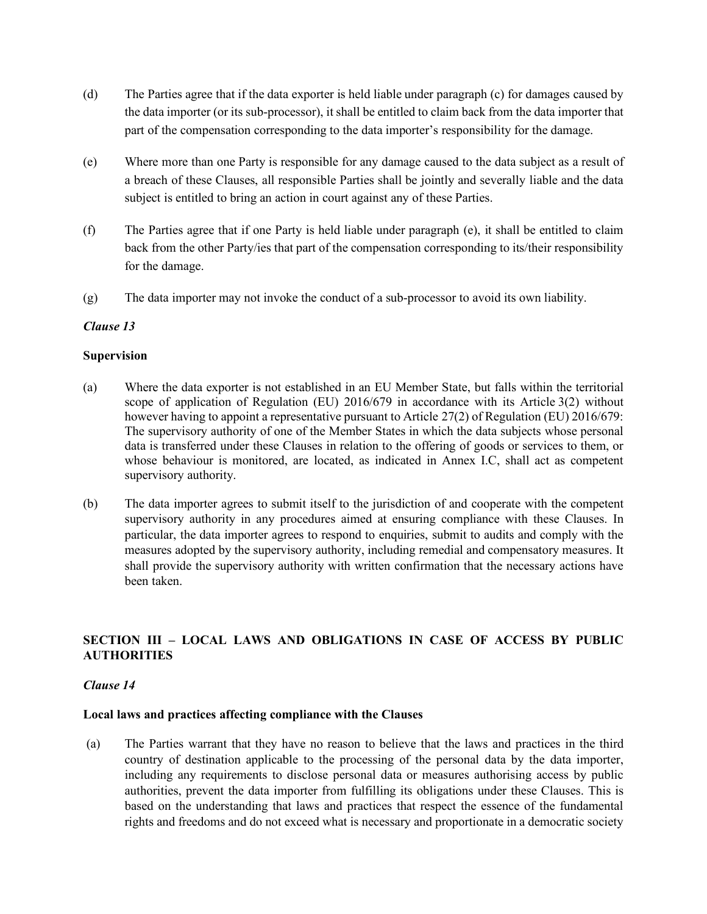(d) The Parties agree that if the data exporter is held liable under paragraph (c) for damages caused by the data importer (or its sub-processor), it shall be entitled to claim back from the data importer that part of the compensation corresponding to the data importer's responsibility for the damage.

(e) Where more than one Party is responsible for any damage caused to the data subject as a result of a breach of these Clauses, all responsible Parties shall be jointly and severally liable and the data subject is entitled to bring an action in court against any of these Parties.

(f) The Parties agree that if one Party is held liable under paragraph (e), it shall be entitled to claim back from the other Party/ies that part of the compensation corresponding to its/their responsibility for the damage.

(g) The data importer may not invoke the conduct of a sub-processor to avoid its own liability.

***Clause 13***

**Supervision**

(a) Where the data exporter is not established in an EU Member State, but falls within the territorial scope of application of Regulation (EU) 2016/679 in accordance with its Article 3(2) without however having to appoint a representative pursuant to Article 27(2) of Regulation (EU) 2016/679: The supervisory authority of one of the Member States in which the data subjects whose personal data is transferred under these Clauses in relation to the offering of goods or services to them, or whose behaviour is monitored, are located, as indicated in Annex I.C, shall act as competent supervisory authority.

(b) The data importer agrees to submit itself to the jurisdiction of and cooperate with the competent supervisory authority in any procedures aimed at ensuring compliance with these Clauses. In particular, the data importer agrees to respond to enquiries, submit to audits and comply with the measures adopted by the supervisory authority, including remedial and compensatory measures. It shall provide the supervisory authority with written confirmation that the necessary actions have been taken.

## SECTION III – LOCAL LAWS AND OBLIGATIONS IN CASE OF ACCESS BY PUBLIC AUTHORITIES

***Clause 14***

**Local laws and practices affecting compliance with the Clauses**

(a) The Parties warrant that they have no reason to believe that the laws and practices in the third country of destination applicable to the processing of the personal data by the data importer, including any requirements to disclose personal data or measures authorising access by public authorities, prevent the data importer from fulfilling its obligations under these Clauses. This is based on the understanding that laws and practices that respect the essence of the fundamental rights and freedoms and do not exceed what is necessary and proportionate in a democratic society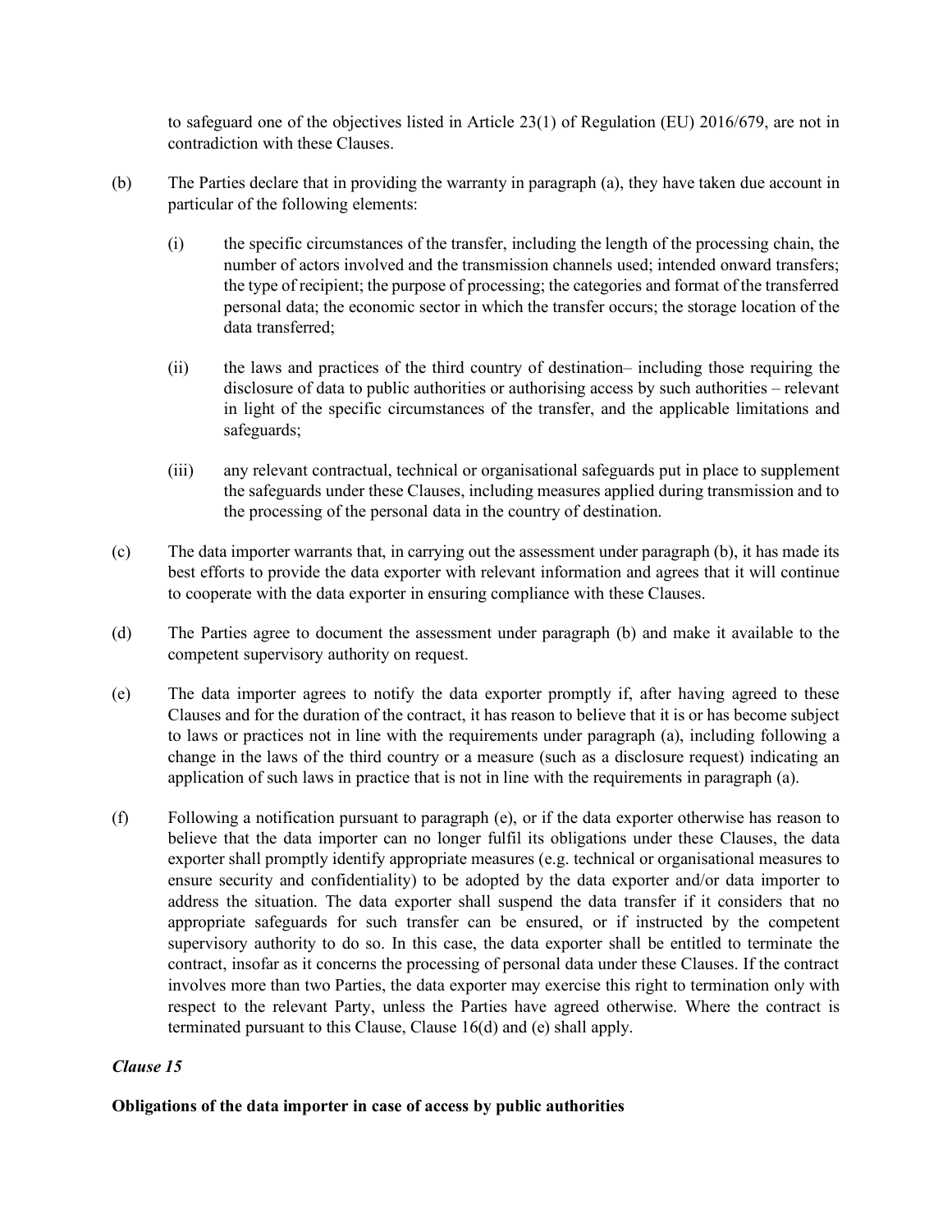to safeguard one of the objectives listed in Article 23(1) of Regulation (EU) 2016/679, are not in contradiction with these Clauses.

(b) The Parties declare that in providing the warranty in paragraph (a), they have taken due account in particular of the following elements:

   (i) the specific circumstances of the transfer, including the length of the processing chain, the number of actors involved and the transmission channels used; intended onward transfers; the type of recipient; the purpose of processing; the categories and format of the transferred personal data; the economic sector in which the transfer occurs; the storage location of the data transferred;

   (ii) the laws and practices of the third country of destination– including those requiring the disclosure of data to public authorities or authorising access by such authorities – relevant in light of the specific circumstances of the transfer, and the applicable limitations and safeguards;

   (iii) any relevant contractual, technical or organisational safeguards put in place to supplement the safeguards under these Clauses, including measures applied during transmission and to the processing of the personal data in the country of destination.

(c) The data importer warrants that, in carrying out the assessment under paragraph (b), it has made its best efforts to provide the data exporter with relevant information and agrees that it will continue to cooperate with the data exporter in ensuring compliance with these Clauses.

(d) The Parties agree to document the assessment under paragraph (b) and make it available to the competent supervisory authority on request.

(e) The data importer agrees to notify the data exporter promptly if, after having agreed to these Clauses and for the duration of the contract, it has reason to believe that it is or has become subject to laws or practices not in line with the requirements under paragraph (a), including following a change in the laws of the third country or a measure (such as a disclosure request) indicating an application of such laws in practice that is not in line with the requirements in paragraph (a).

(f) Following a notification pursuant to paragraph (e), or if the data exporter otherwise has reason to believe that the data importer can no longer fulfil its obligations under these Clauses, the data exporter shall promptly identify appropriate measures (e.g. technical or organisational measures to ensure security and confidentiality) to be adopted by the data exporter and/or data importer to address the situation. The data exporter shall suspend the data transfer if it considers that no appropriate safeguards for such transfer can be ensured, or if instructed by the competent supervisory authority to do so. In this case, the data exporter shall be entitled to terminate the contract, insofar as it concerns the processing of personal data under these Clauses. If the contract involves more than two Parties, the data exporter may exercise this right to termination only with respect to the relevant Party, unless the Parties have agreed otherwise. Where the contract is terminated pursuant to this Clause, Clause 16(d) and (e) shall apply.

### *Clause 15*

**Obligations of the data importer in case of access by public authorities**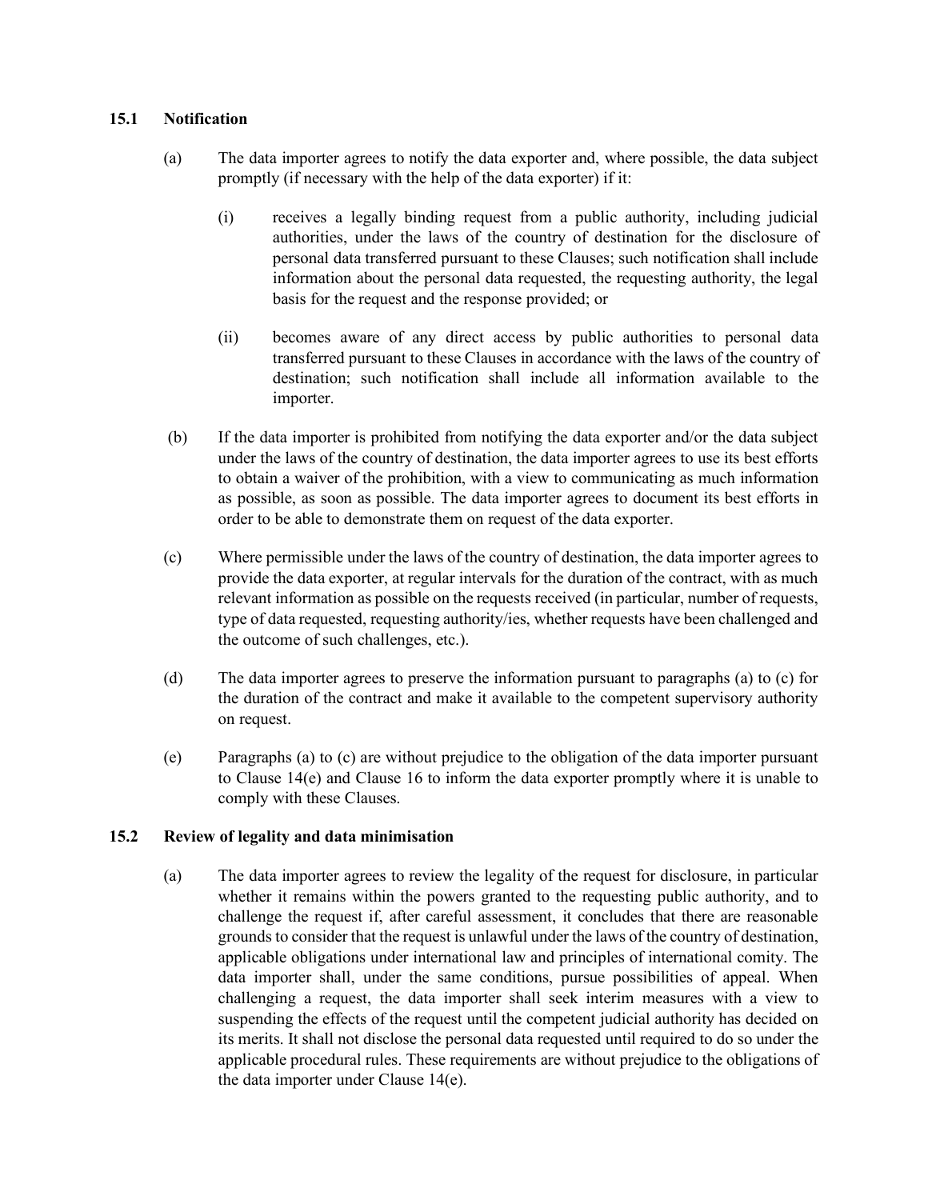### 15.1 Notification

(a) The data importer agrees to notify the data exporter and, where possible, the data subject promptly (if necessary with the help of the data exporter) if it:

  (i) receives a legally binding request from a public authority, including judicial authorities, under the laws of the country of destination for the disclosure of personal data transferred pursuant to these Clauses; such notification shall include information about the personal data requested, the requesting authority, the legal basis for the request and the response provided; or

  (ii) becomes aware of any direct access by public authorities to personal data transferred pursuant to these Clauses in accordance with the laws of the country of destination; such notification shall include all information available to the importer.

(b) If the data importer is prohibited from notifying the data exporter and/or the data subject under the laws of the country of destination, the data importer agrees to use its best efforts to obtain a waiver of the prohibition, with a view to communicating as much information as possible, as soon as possible. The data importer agrees to document its best efforts in order to be able to demonstrate them on request of the data exporter.

(c) Where permissible under the laws of the country of destination, the data importer agrees to provide the data exporter, at regular intervals for the duration of the contract, with as much relevant information as possible on the requests received (in particular, number of requests, type of data requested, requesting authority/ies, whether requests have been challenged and the outcome of such challenges, etc.).

(d) The data importer agrees to preserve the information pursuant to paragraphs (a) to (c) for the duration of the contract and make it available to the competent supervisory authority on request.

(e) Paragraphs (a) to (c) are without prejudice to the obligation of the data importer pursuant to Clause 14(e) and Clause 16 to inform the data exporter promptly where it is unable to comply with these Clauses.

### 15.2 Review of legality and data minimisation

(a) The data importer agrees to review the legality of the request for disclosure, in particular whether it remains within the powers granted to the requesting public authority, and to challenge the request if, after careful assessment, it concludes that there are reasonable grounds to consider that the request is unlawful under the laws of the country of destination, applicable obligations under international law and principles of international comity. The data importer shall, under the same conditions, pursue possibilities of appeal. When challenging a request, the data importer shall seek interim measures with a view to suspending the effects of the request until the competent judicial authority has decided on its merits. It shall not disclose the personal data requested until required to do so under the applicable procedural rules. These requirements are without prejudice to the obligations of the data importer under Clause 14(e).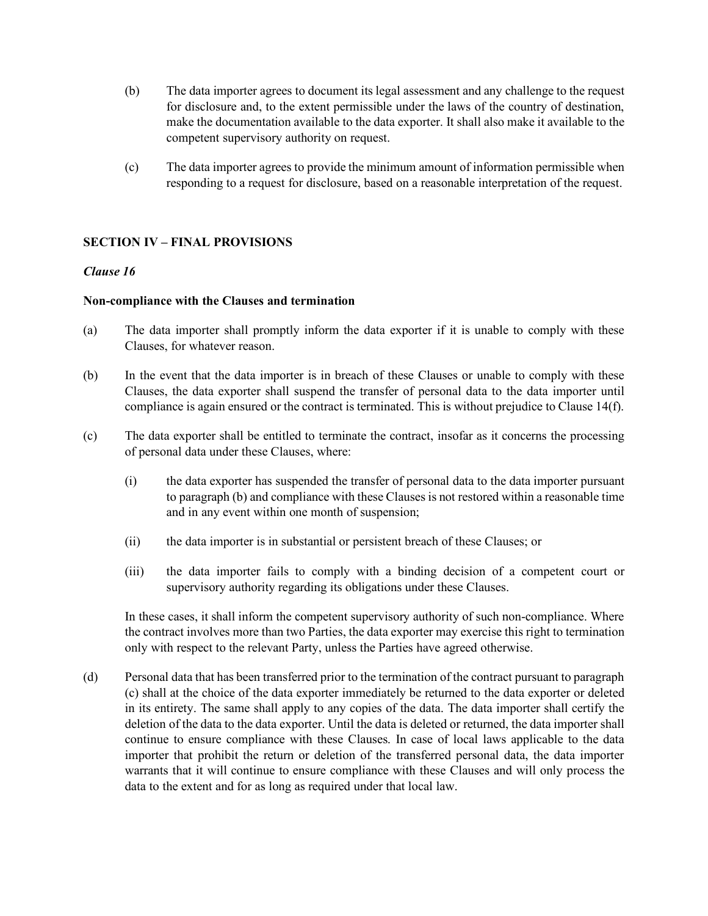(b) The data importer agrees to document its legal assessment and any challenge to the request for disclosure and, to the extent permissible under the laws of the country of destination, make the documentation available to the data exporter. It shall also make it available to the competent supervisory authority on request.

(c) The data importer agrees to provide the minimum amount of information permissible when responding to a request for disclosure, based on a reasonable interpretation of the request.

## SECTION IV – FINAL PROVISIONS

### *Clause 16*

**Non-compliance with the Clauses and termination**

(a) The data importer shall promptly inform the data exporter if it is unable to comply with these Clauses, for whatever reason.

(b) In the event that the data importer is in breach of these Clauses or unable to comply with these Clauses, the data exporter shall suspend the transfer of personal data to the data importer until compliance is again ensured or the contract is terminated. This is without prejudice to Clause 14(f).

(c) The data exporter shall be entitled to terminate the contract, insofar as it concerns the processing of personal data under these Clauses, where:

  (i) the data exporter has suspended the transfer of personal data to the data importer pursuant to paragraph (b) and compliance with these Clauses is not restored within a reasonable time and in any event within one month of suspension;

  (ii) the data importer is in substantial or persistent breach of these Clauses; or

  (iii) the data importer fails to comply with a binding decision of a competent court or supervisory authority regarding its obligations under these Clauses.

  In these cases, it shall inform the competent supervisory authority of such non-compliance. Where the contract involves more than two Parties, the data exporter may exercise this right to termination only with respect to the relevant Party, unless the Parties have agreed otherwise.

(d) Personal data that has been transferred prior to the termination of the contract pursuant to paragraph (c) shall at the choice of the data exporter immediately be returned to the data exporter or deleted in its entirety. The same shall apply to any copies of the data. The data importer shall certify the deletion of the data to the data exporter. Until the data is deleted or returned, the data importer shall continue to ensure compliance with these Clauses. In case of local laws applicable to the data importer that prohibit the return or deletion of the transferred personal data, the data importer warrants that it will continue to ensure compliance with these Clauses and will only process the data to the extent and for as long as required under that local law.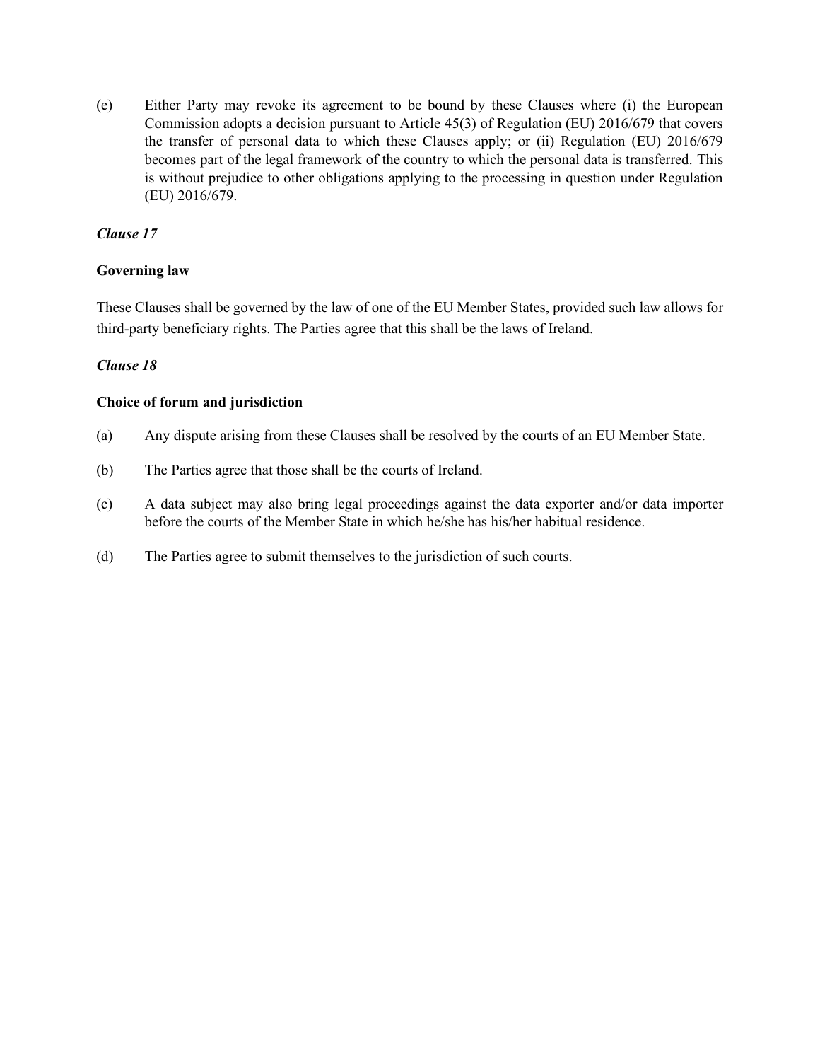(e) Either Party may revoke its agreement to be bound by these Clauses where (i) the European Commission adopts a decision pursuant to Article 45(3) of Regulation (EU) 2016/679 that covers the transfer of personal data to which these Clauses apply; or (ii) Regulation (EU) 2016/679 becomes part of the legal framework of the country to which the personal data is transferred. This is without prejudice to other obligations applying to the processing in question under Regulation (EU) 2016/679.

***Clause 17***

**Governing law**

These Clauses shall be governed by the law of one of the EU Member States, provided such law allows for third-party beneficiary rights. The Parties agree that this shall be the laws of Ireland.

***Clause 18***

**Choice of forum and jurisdiction**

(a) Any dispute arising from these Clauses shall be resolved by the courts of an EU Member State.

(b) The Parties agree that those shall be the courts of Ireland.

(c) A data subject may also bring legal proceedings against the data exporter and/or data importer before the courts of the Member State in which he/she has his/her habitual residence.

(d) The Parties agree to submit themselves to the jurisdiction of such courts.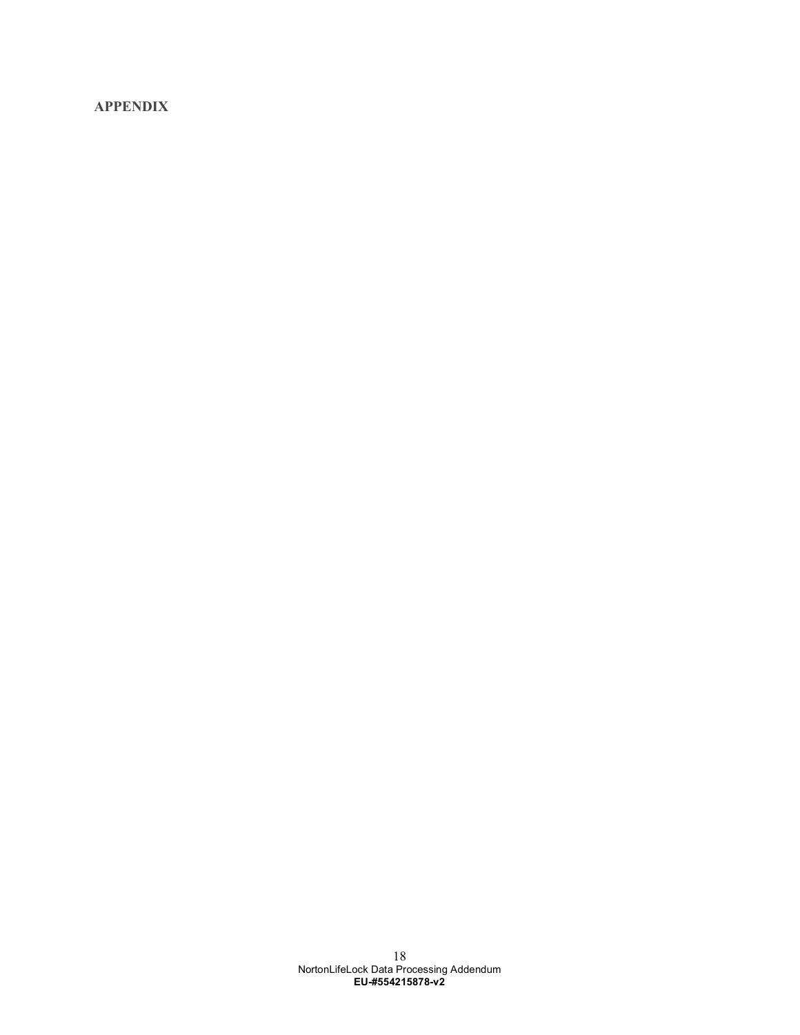## APPENDIX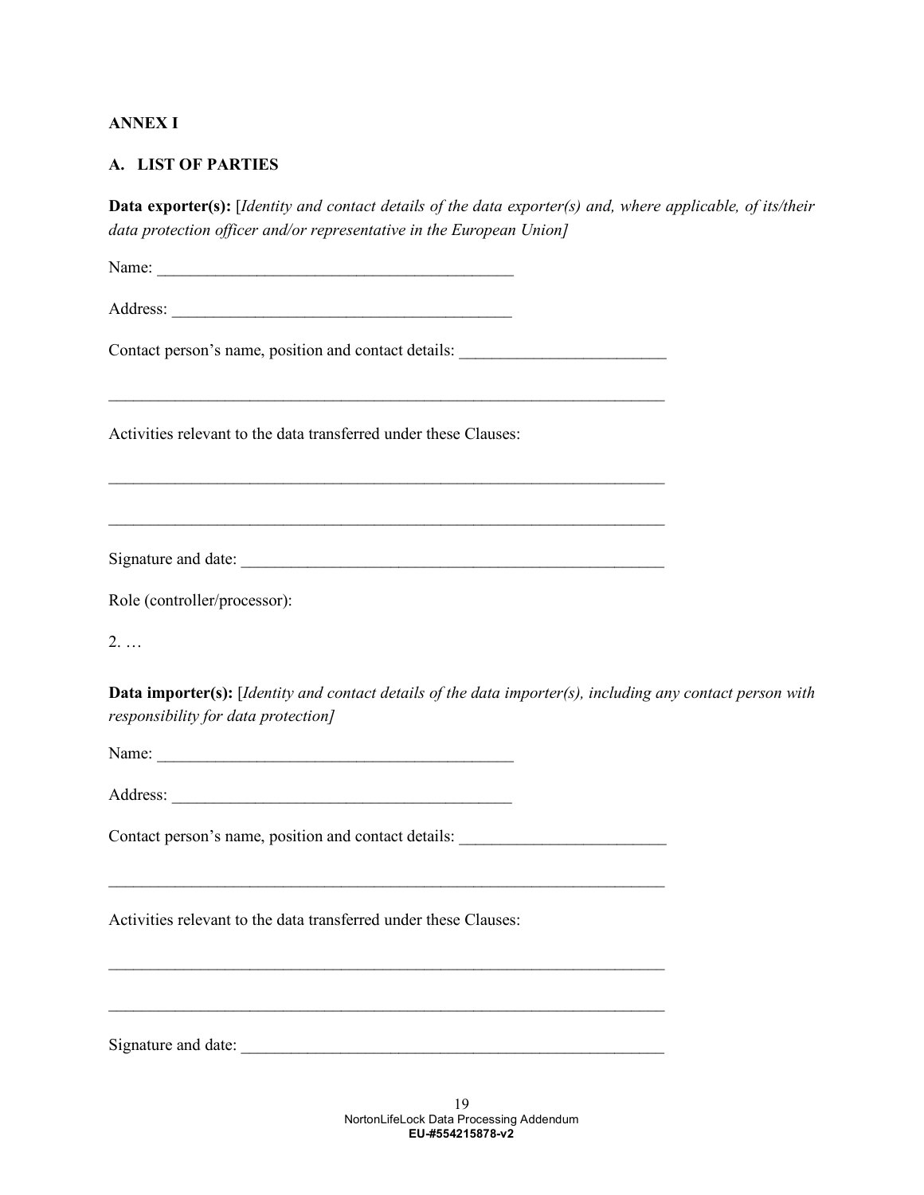**ANNEX I**

**A. LIST OF PARTIES**

**Data exporter(s):** [*Identity and contact details of the data exporter(s) and, where applicable, of its/their data protection officer and/or representative in the European Union]*

Name: ___________________________________________

Address: _________________________________________

Contact person's name, position and contact details: ________________________

_____________________________________________________________________

Activities relevant to the data transferred under these Clauses:

_____________________________________________________________________

_____________________________________________________________________

Signature and date: ____________________________________________________

Role (controller/processor):

2. …

**Data importer(s):** [*Identity and contact details of the data importer(s), including any contact person with responsibility for data protection]*

Name: ___________________________________________

Address: _________________________________________

Contact person's name, position and contact details: ________________________

_____________________________________________________________________

Activities relevant to the data transferred under these Clauses:

_____________________________________________________________________

_____________________________________________________________________

Signature and date: ____________________________________________________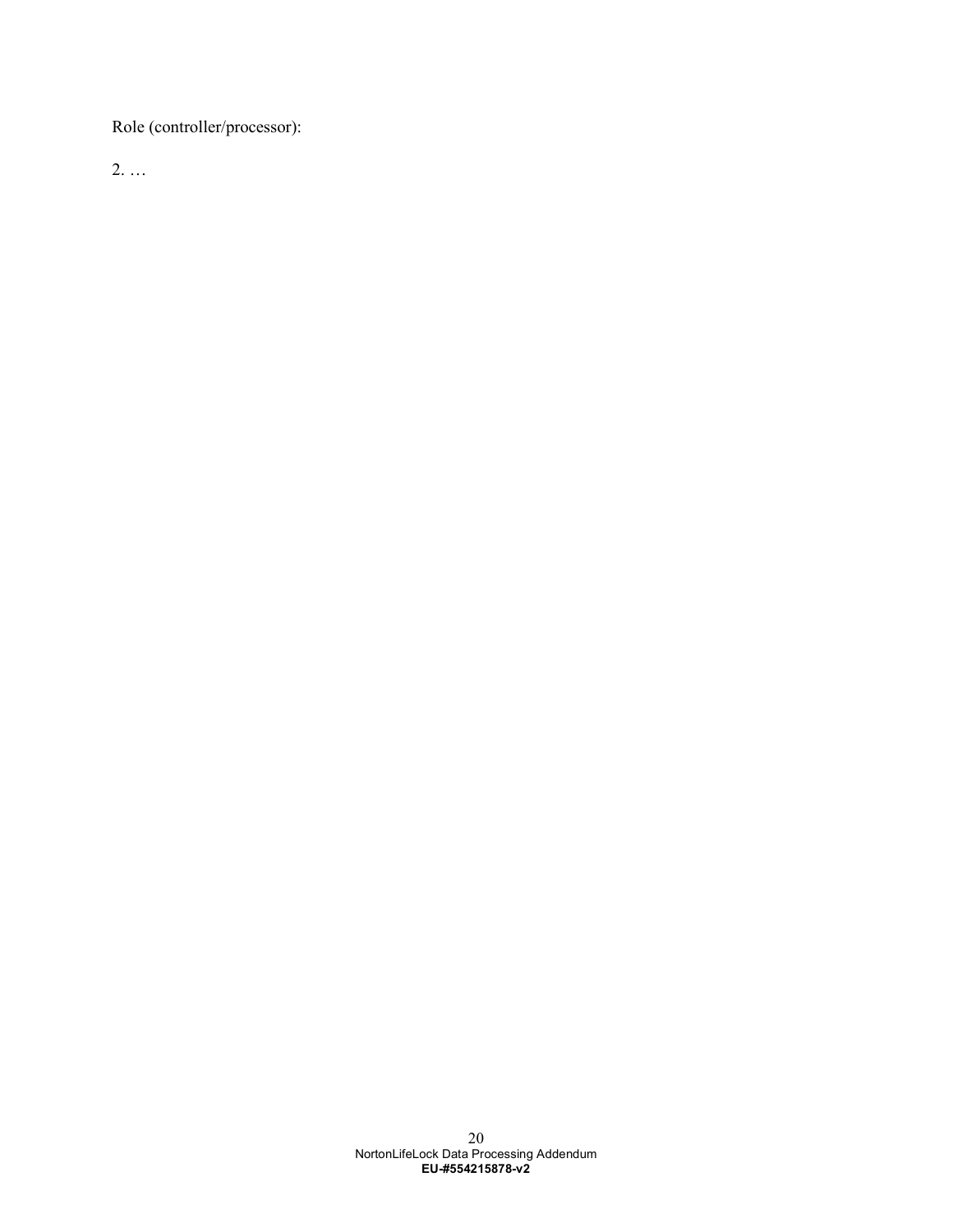Role (controller/processor):

2. …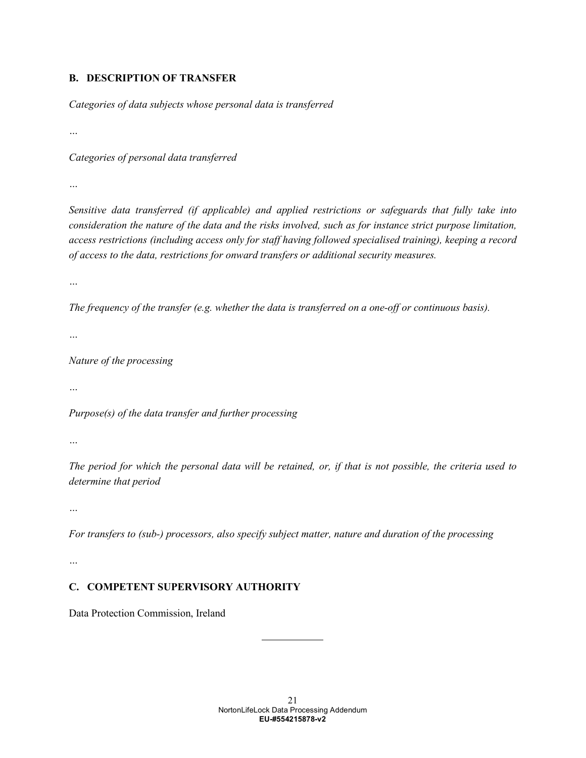## B. DESCRIPTION OF TRANSFER

*Categories of data subjects whose personal data is transferred*

…

*Categories of personal data transferred*

…

*Sensitive data transferred (if applicable) and applied restrictions or safeguards that fully take into consideration the nature of the data and the risks involved, such as for instance strict purpose limitation, access restrictions (including access only for staff having followed specialised training), keeping a record of access to the data, restrictions for onward transfers or additional security measures.*

…

*The frequency of the transfer (e.g. whether the data is transferred on a one-off or continuous basis).*

…

*Nature of the processing*

…

*Purpose(s) of the data transfer and further processing*

…

*The period for which the personal data will be retained, or, if that is not possible, the criteria used to determine that period*

…

*For transfers to (sub-) processors, also specify subject matter, nature and duration of the processing*

…

## C. COMPETENT SUPERVISORY AUTHORITY

Data Protection Commission, Ireland

---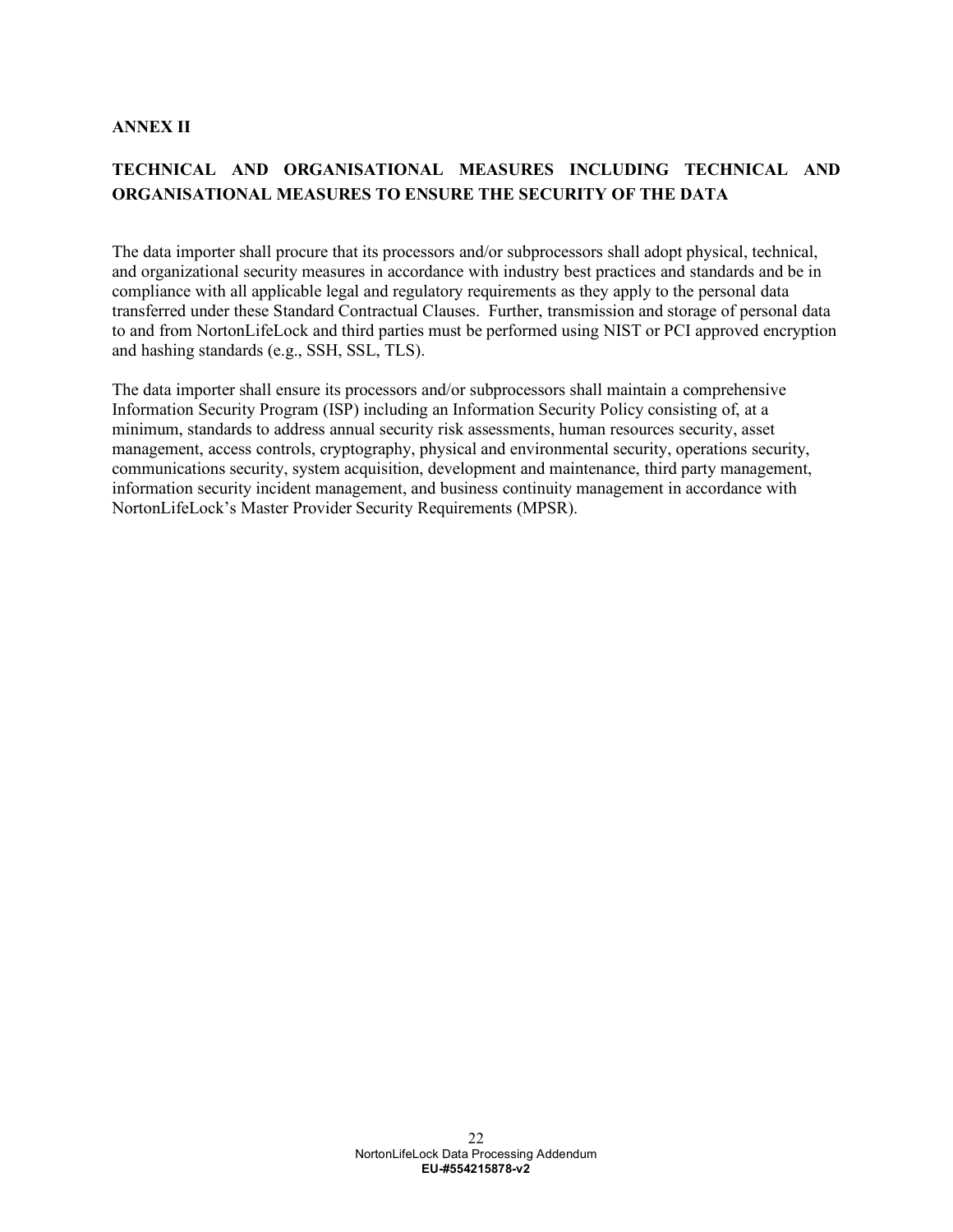**ANNEX II**

**TECHNICAL AND ORGANISATIONAL MEASURES INCLUDING TECHNICAL AND ORGANISATIONAL MEASURES TO ENSURE THE SECURITY OF THE DATA**

The data importer shall procure that its processors and/or subprocessors shall adopt physical, technical, and organizational security measures in accordance with industry best practices and standards and be in compliance with all applicable legal and regulatory requirements as they apply to the personal data transferred under these Standard Contractual Clauses. Further, transmission and storage of personal data to and from NortonLifeLock and third parties must be performed using NIST or PCI approved encryption and hashing standards (e.g., SSH, SSL, TLS).

The data importer shall ensure its processors and/or subprocessors shall maintain a comprehensive Information Security Program (ISP) including an Information Security Policy consisting of, at a minimum, standards to address annual security risk assessments, human resources security, asset management, access controls, cryptography, physical and environmental security, operations security, communications security, system acquisition, development and maintenance, third party management, information security incident management, and business continuity management in accordance with NortonLifeLock's Master Provider Security Requirements (MPSR).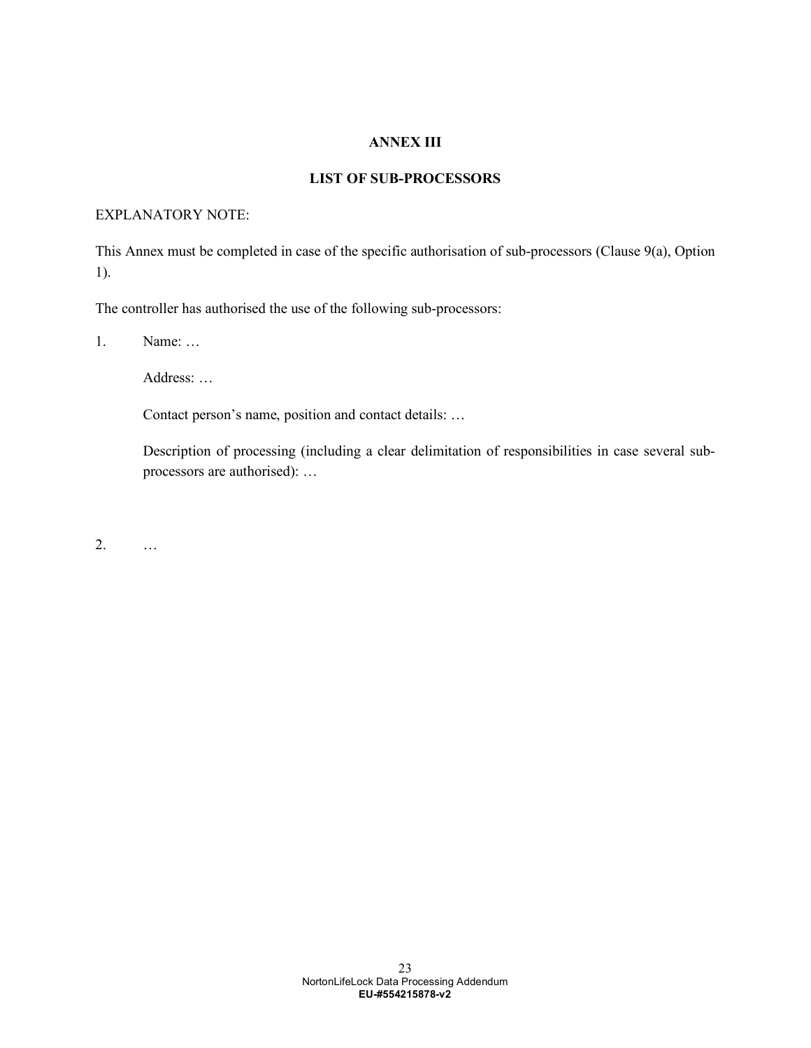# ANNEX III

## LIST OF SUB-PROCESSORS

EXPLANATORY NOTE:

This Annex must be completed in case of the specific authorisation of sub-processors (Clause 9(a), Option 1).

The controller has authorised the use of the following sub-processors:

1. Name: …

   Address: …

   Contact person's name, position and contact details: …

   Description of processing (including a clear delimitation of responsibilities in case several sub-processors are authorised): …

2. …